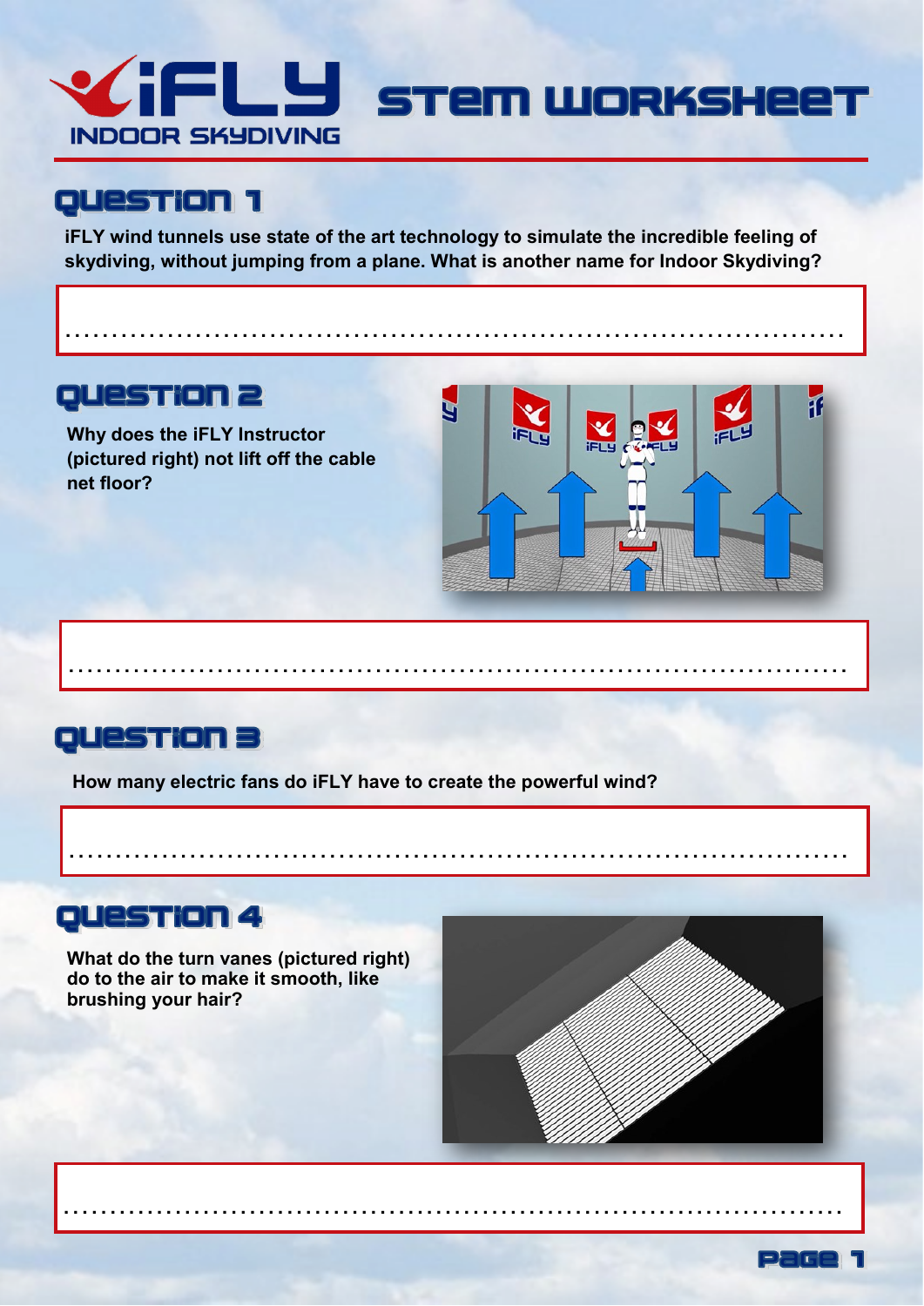# iFLY INDOOR SKYDIVING STEM WORKSHEET

## QUESTION 1

**iFLY wind tunnels use state of the art technology to simulate the incredible feeling of skydiving, without jumping from a plane. What is another name for Indoor Skydiving?**

.................................................................................

## QUESTION 2

**Why does the iFLY Instructor (pictured right) not lift off the cable net floor?**

.................................................................................

## QUESTION 3

**How many electric fans do iFLY have to create the powerful wind?**

.................................................................................

## QUESTION 4

**What do the turn vanes (pictured right) do to the air to make it smooth, like brushing your hair?**

.................................................................................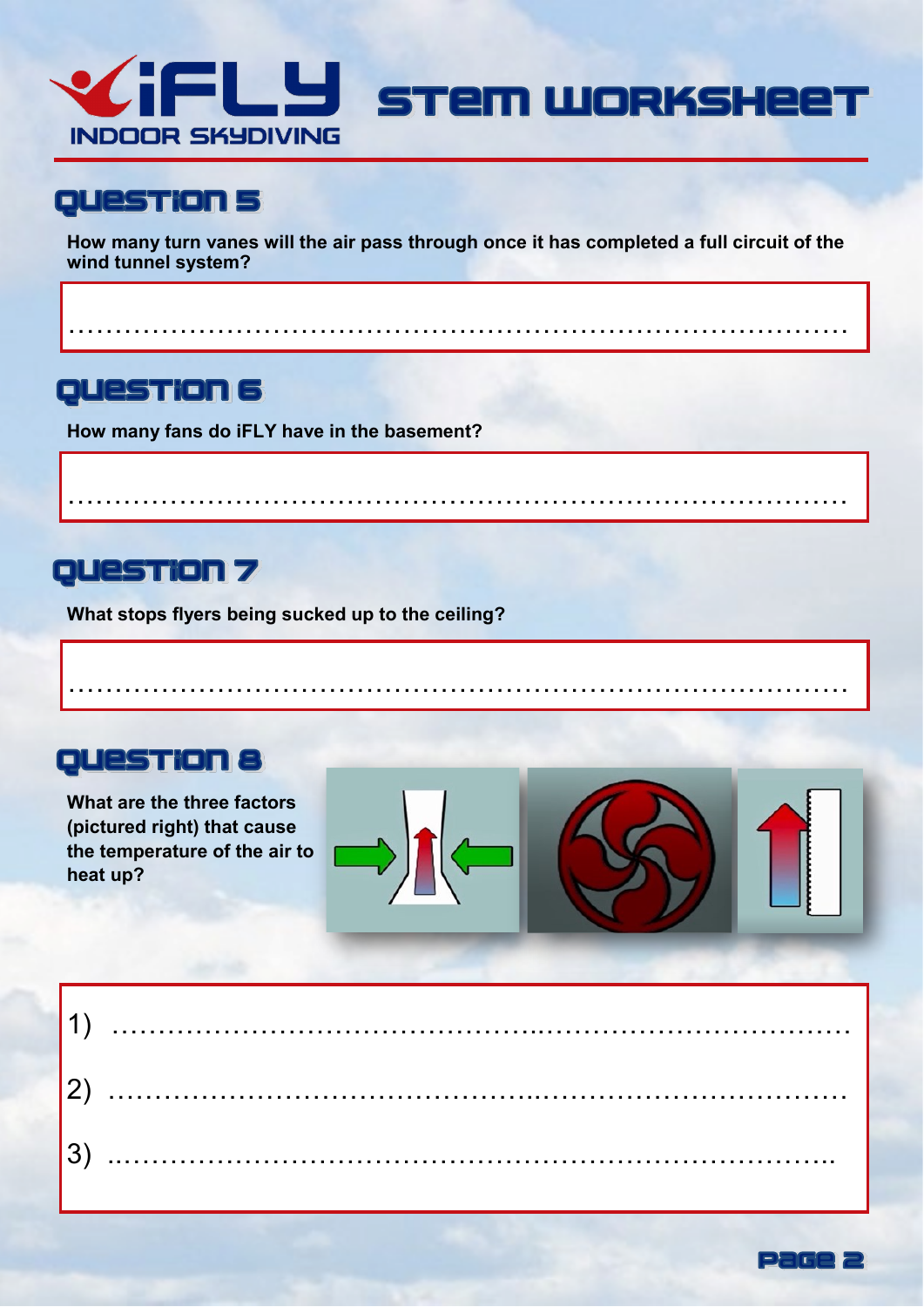# iFLY INDOOR SKYDIVING STEM WORKSHEET

## QUESTION 5

**How many turn vanes will the air pass through once it has completed a full circuit of the wind tunnel system?**

.....................................................................................

## QUESTION 6

**How many fans do iFLY have in the basement?**

.....................................................................................

## QUESTION 7

**What stops flyers being sucked up to the ceiling?**

.....................................................................................

## QUESTION 8

**What are the three factors (pictured right) that cause the temperature of the air to heat up?**

1) .....................................................................................

2) .....................................................................................

3) .....................................................................................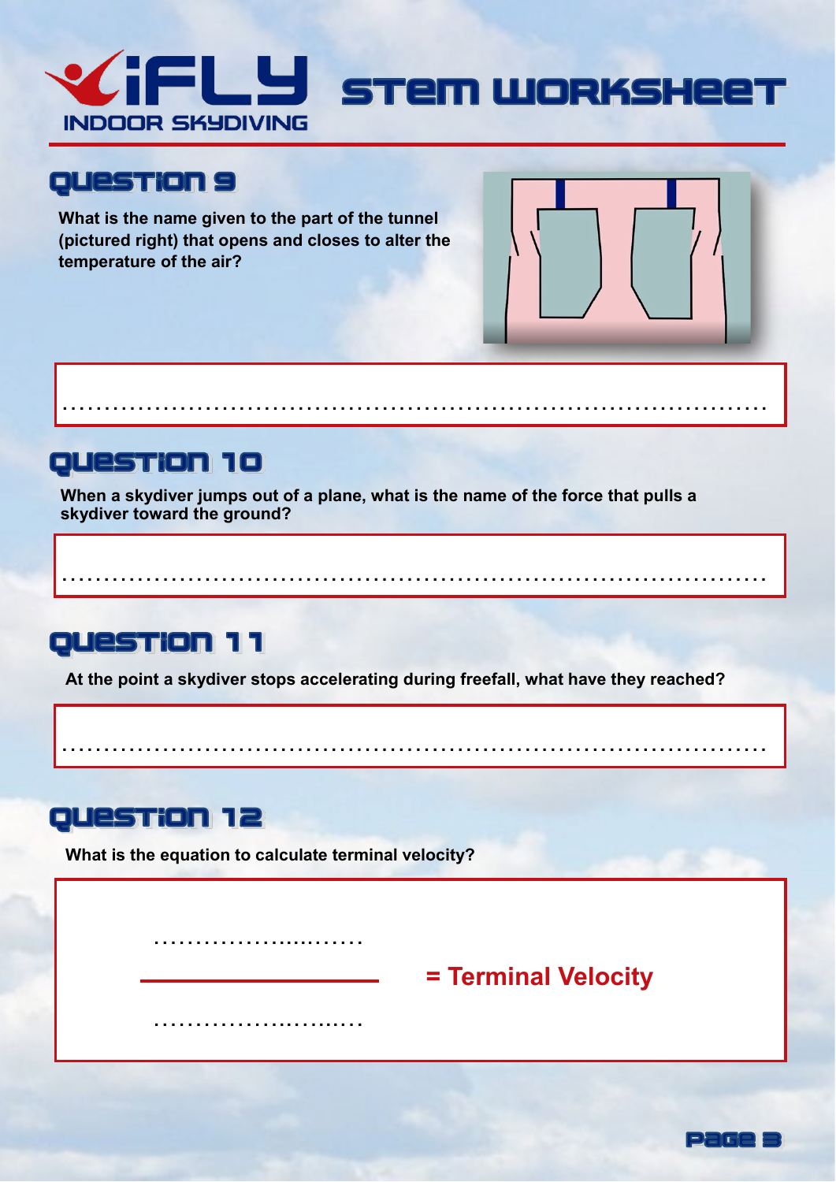# STEM WORKSHEET

## QUESTION 9

**What is the name given to the part of the tunnel (pictured right) that opens and closes to alter the temperature of the air?**

.....................................................................................

## QUESTION 10

**When a skydiver jumps out of a plane, what is the name of the force that pulls a skydiver toward the ground?**

.....................................................................................

## QUESTION 11

**At the point a skydiver stops accelerating during freefall, what have they reached?**

.....................................................................................

## QUESTION 12

**What is the equation to calculate terminal velocity?**

$$\frac{\text{..........................}}{\text{..........................}} = \text{Terminal Velocity}$$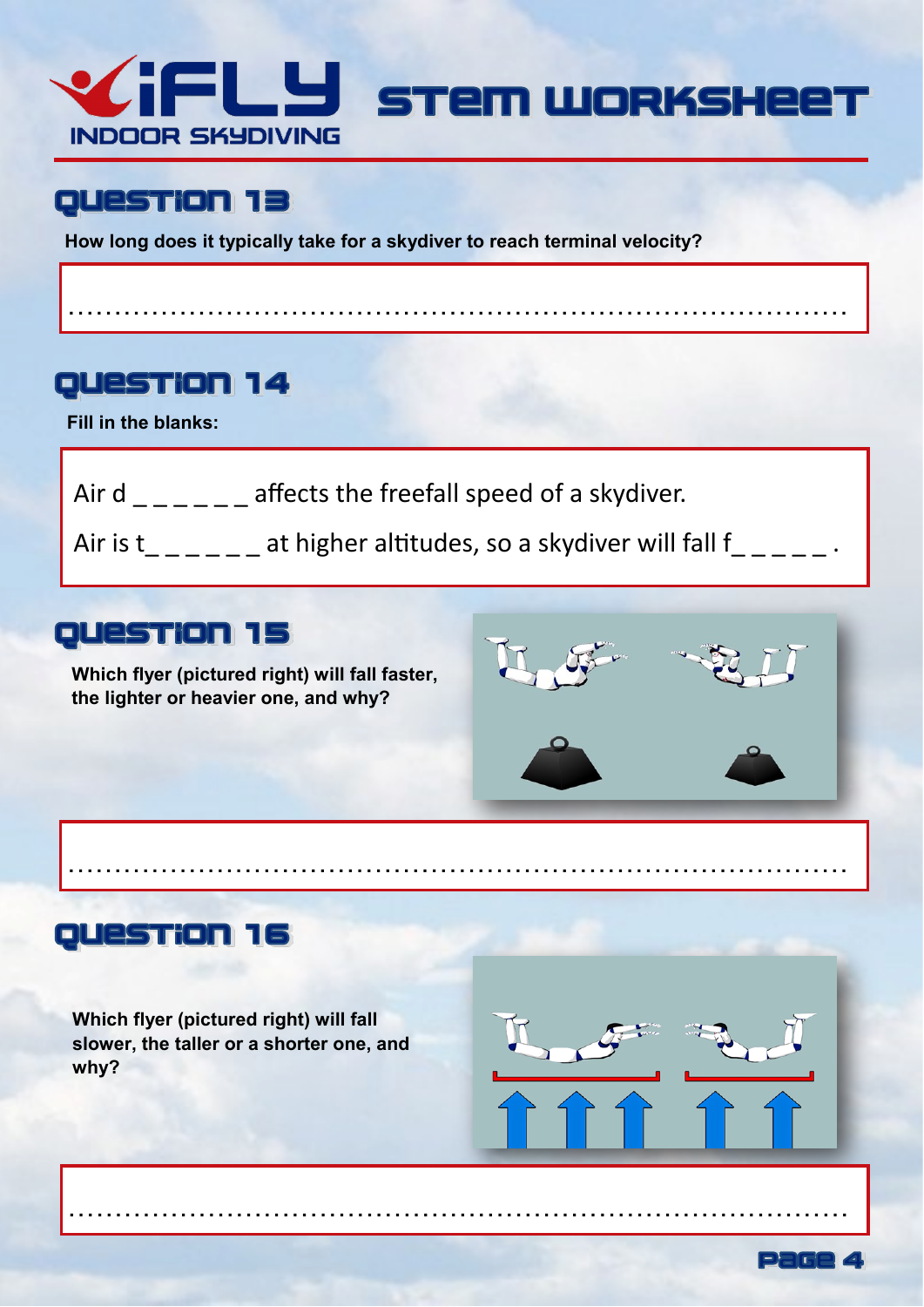# iFLY INDOOR SKYDIVING STEM WORKSHEET

## QUESTION 13

**How long does it typically take for a skydiver to reach terminal velocity?**

.................................................................................

## QUESTION 14

**Fill in the blanks:**

Air d _ _ _ _ _ _ affects the freefall speed of a skydiver.

Air is t_ _ _ _ _ _ at higher altitudes, so a skydiver will fall f_ _ _ _ _ .

## QUESTION 15

**Which flyer (pictured right) will fall faster, the lighter or heavier one, and why?**

.................................................................................

## QUESTION 16

**Which flyer (pictured right) will fall slower, the taller or a shorter one, and why?**

.................................................................................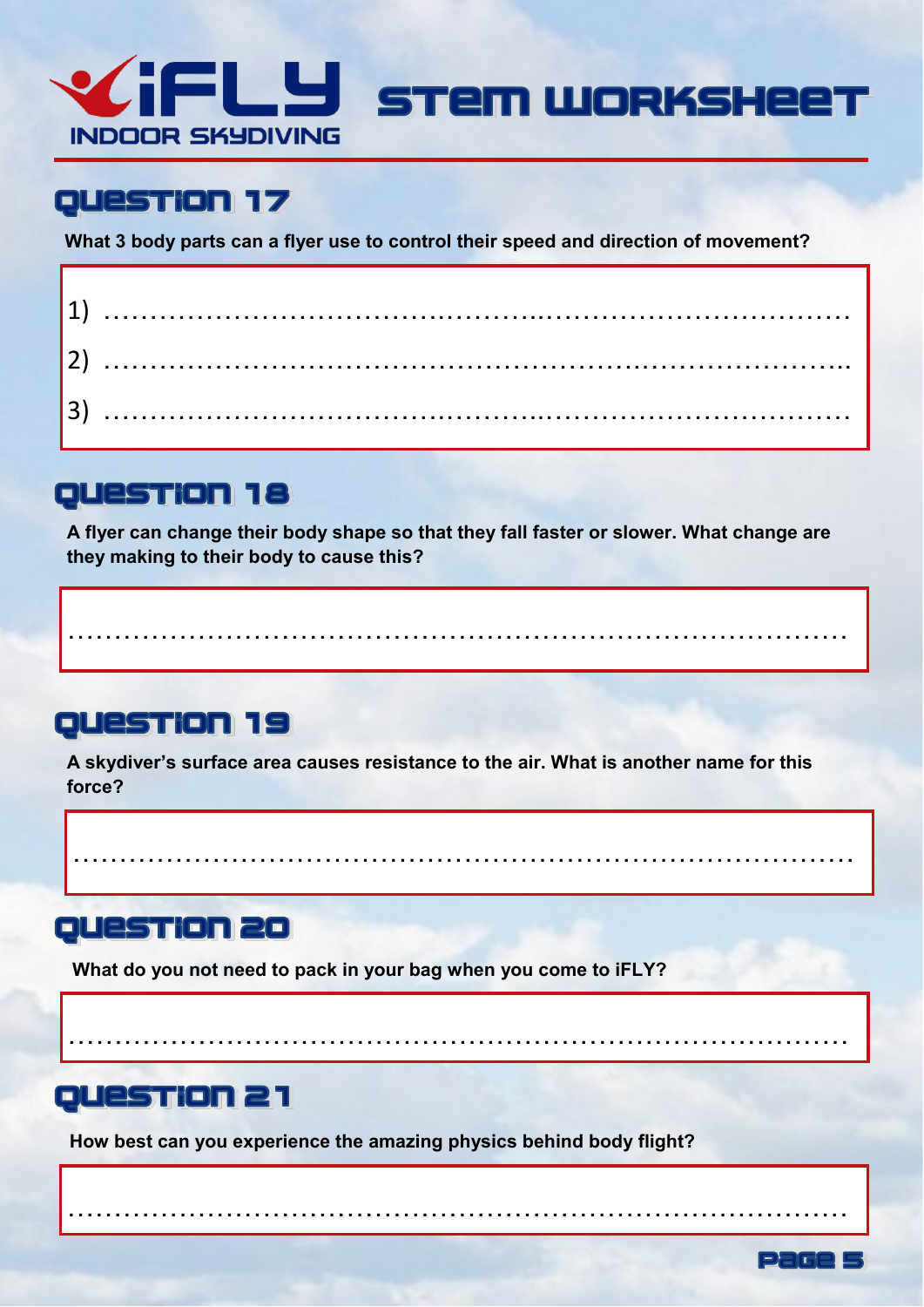# iFLY INDOOR SKYDIVING STEM WORKSHEET

## QUESTION 17

**What 3 body parts can a flyer use to control their speed and direction of movement?**

1) ……………………………………………………………………………

2) ……………………………………………………………………………

3) ……………………………………………………………………………

## QUESTION 18

**A flyer can change their body shape so that they fall faster or slower. What change are they making to their body to cause this?**

……………………………………………………………………………

## QUESTION 19

**A skydiver's surface area causes resistance to the air. What is another name for this force?**

……………………………………………………………………………

## QUESTION 20

**What do you not need to pack in your bag when you come to iFLY?**

……………………………………………………………………………

## QUESTION 21

**How best can you experience the amazing physics behind body flight?**

……………………………………………………………………………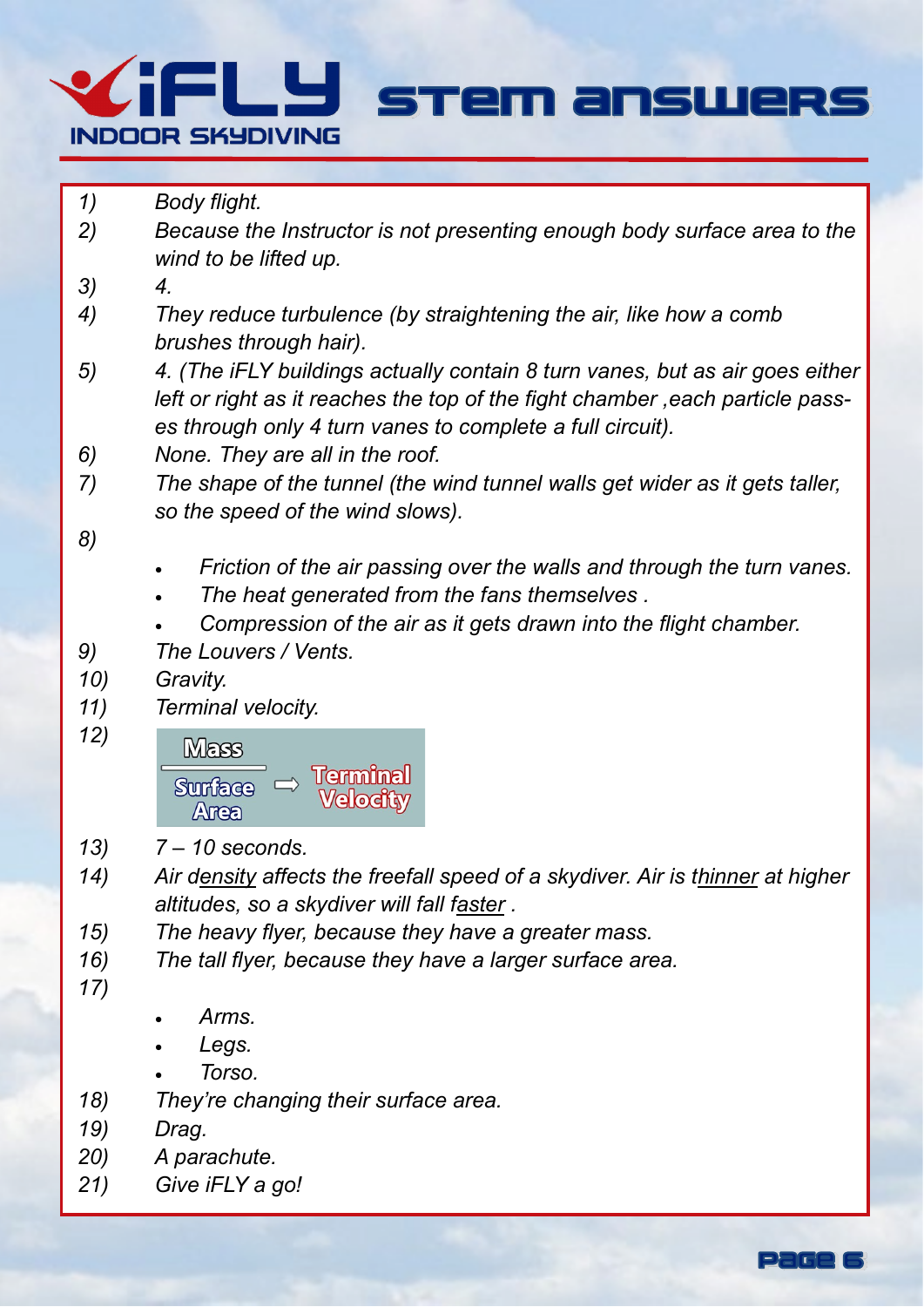# iFLY INDOOR SKYDIVING STEM ANSWERS

1) *Body flight.*
2) *Because the Instructor is not presenting enough body surface area to the wind to be lifted up.*
3) *4.*
4) *They reduce turbulence (by straightening the air, like how a comb brushes through hair).*
5) *4. (The iFLY buildings actually contain 8 turn vanes, but as air goes either left or right as it reaches the top of the fight chamber ,each particle passes through only 4 turn vanes to complete a full circuit).*
6) *None. They are all in the roof.*
7) *The shape of the tunnel (the wind tunnel walls get wider as it gets taller, so the speed of the wind slows).*
8)
   - *Friction of the air passing over the walls and through the turn vanes.*
   - *The heat generated from the fans themselves .*
   - *Compression of the air as it gets drawn into the flight chamber.*
9) *The Louvers / Vents.*
10) *Gravity.*
11) *Terminal velocity.*
12) $\frac{\text{Mass}}{\text{Surface Area}} \Rightarrow$ Terminal Velocity
13) *7 – 10 seconds.*
14) *Air density affects the freefall speed of a skydiver. Air is thinner at higher altitudes, so a skydiver will fall faster .*
15) *The heavy flyer, because they have a greater mass.*
16) *The tall flyer, because they have a larger surface area.*
17)
   - *Arms.*
   - *Legs.*
   - *Torso.*
18) *They're changing their surface area.*
19) *Drag.*
20) *A parachute.*
21) *Give iFLY a go!*